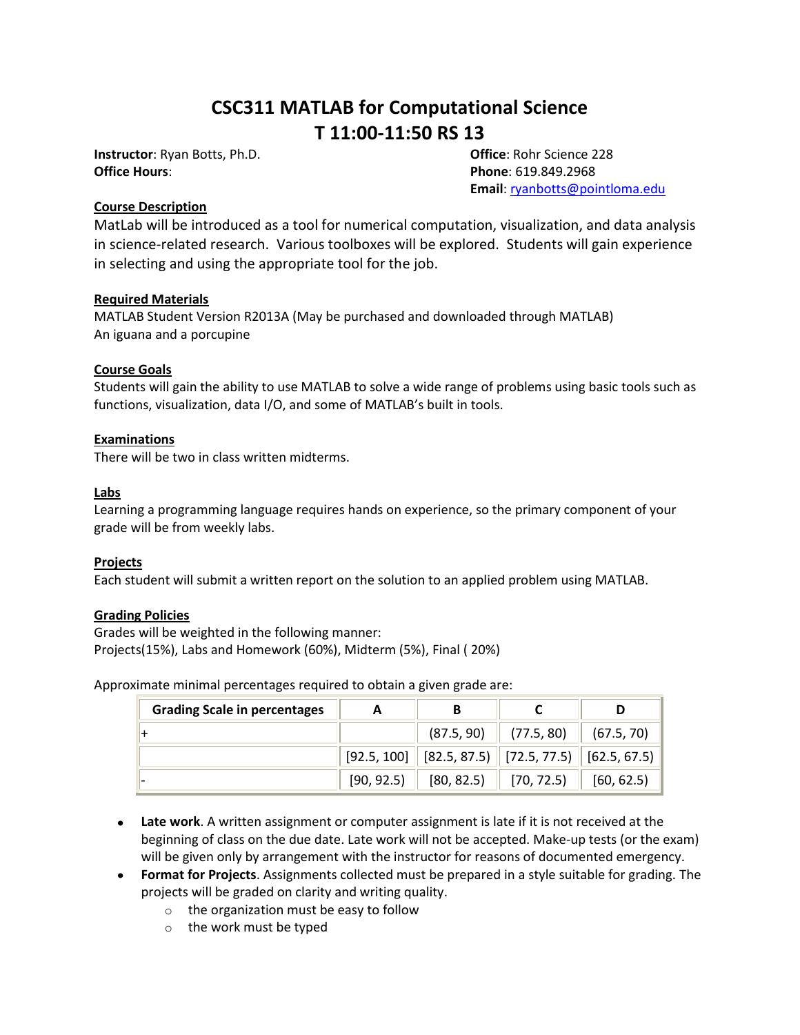# CSC311 MATLAB for Computational Science
# T 11:00-11:50 RS 13

**Instructor**: Ryan Botts, Ph.D.
**Office Hours**:

**Office**: Rohr Science 228
**Phone**: 619.849.2968
**Email**: ryanbotts@pointloma.edu

**Course Description**

MatLab will be introduced as a tool for numerical computation, visualization, and data analysis in science-related research. Various toolboxes will be explored. Students will gain experience in selecting and using the appropriate tool for the job.

**Required Materials**

MATLAB Student Version R2013A (May be purchased and downloaded through MATLAB)
An iguana and a porcupine

**Course Goals**

Students will gain the ability to use MATLAB to solve a wide range of problems using basic tools such as functions, visualization, data I/O, and some of MATLAB's built in tools.

**Examinations**

There will be two in class written midterms.

**Labs**

Learning a programming language requires hands on experience, so the primary component of your grade will be from weekly labs.

**Projects**

Each student will submit a written report on the solution to an applied problem using MATLAB.

**Grading Policies**

Grades will be weighted in the following manner:
Projects(15%), Labs and Homework (60%), Midterm (5%), Final ( 20%)

Approximate minimal percentages required to obtain a given grade are:

| Grading Scale in percentages | A | B | C | D |
|---|---|---|---|---|
| + | | (87.5, 90) | (77.5, 80) | (67.5, 70) |
| | [92.5, 100] | [82.5, 87.5) | [72.5, 77.5) | [62.5, 67.5) |
| - | [90, 92.5) | [80, 82.5) | [70, 72.5) | [60, 62.5) |

- **Late work**. A written assignment or computer assignment is late if it is not received at the beginning of class on the due date. Late work will not be accepted. Make-up tests (or the exam) will be given only by arrangement with the instructor for reasons of documented emergency.
- **Format for Projects**. Assignments collected must be prepared in a style suitable for grading. The projects will be graded on clarity and writing quality.
  - the organization must be easy to follow
  - the work must be typed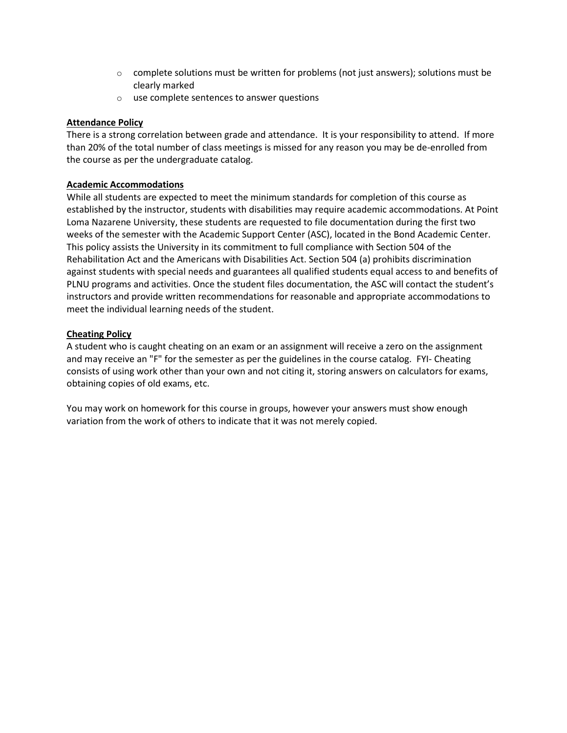- complete solutions must be written for problems (not just answers); solutions must be clearly marked
- use complete sentences to answer questions

**Attendance Policy**

There is a strong correlation between grade and attendance. It is your responsibility to attend. If more than 20% of the total number of class meetings is missed for any reason you may be de-enrolled from the course as per the undergraduate catalog.

**Academic Accommodations**

While all students are expected to meet the minimum standards for completion of this course as established by the instructor, students with disabilities may require academic accommodations. At Point Loma Nazarene University, these students are requested to file documentation during the first two weeks of the semester with the Academic Support Center (ASC), located in the Bond Academic Center. This policy assists the University in its commitment to full compliance with Section 504 of the Rehabilitation Act and the Americans with Disabilities Act. Section 504 (a) prohibits discrimination against students with special needs and guarantees all qualified students equal access to and benefits of PLNU programs and activities. Once the student files documentation, the ASC will contact the student's instructors and provide written recommendations for reasonable and appropriate accommodations to meet the individual learning needs of the student.

**Cheating Policy**

A student who is caught cheating on an exam or an assignment will receive a zero on the assignment and may receive an "F" for the semester as per the guidelines in the course catalog. FYI- Cheating consists of using work other than your own and not citing it, storing answers on calculators for exams, obtaining copies of old exams, etc.

You may work on homework for this course in groups, however your answers must show enough variation from the work of others to indicate that it was not merely copied.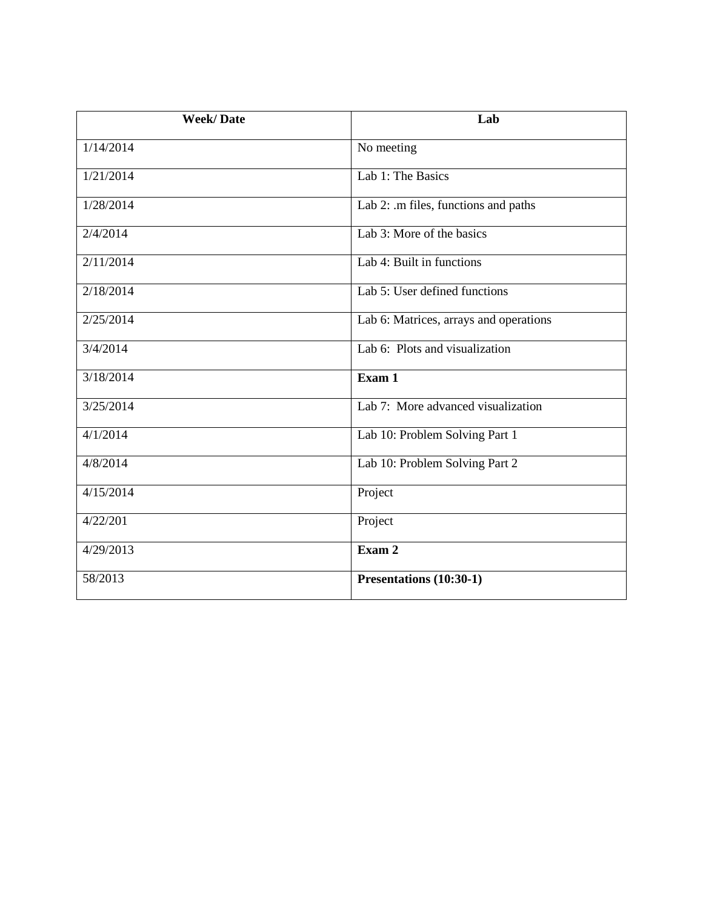| Week/ Date | Lab |
| --- | --- |
| 1/14/2014 | No meeting |
| 1/21/2014 | Lab 1: The Basics |
| 1/28/2014 | Lab 2: .m files, functions and paths |
| 2/4/2014 | Lab 3: More of the basics |
| 2/11/2014 | Lab 4: Built in functions |
| 2/18/2014 | Lab 5: User defined functions |
| 2/25/2014 | Lab 6: Matrices, arrays and operations |
| 3/4/2014 | Lab 6: Plots and visualization |
| 3/18/2014 | **Exam 1** |
| 3/25/2014 | Lab 7: More advanced visualization |
| 4/1/2014 | Lab 10: Problem Solving Part 1 |
| 4/8/2014 | Lab 10: Problem Solving Part 2 |
| 4/15/2014 | Project |
| 4/22/201 | Project |
| 4/29/2013 | **Exam 2** |
| 58/2013 | **Presentations (10:30-1)** |